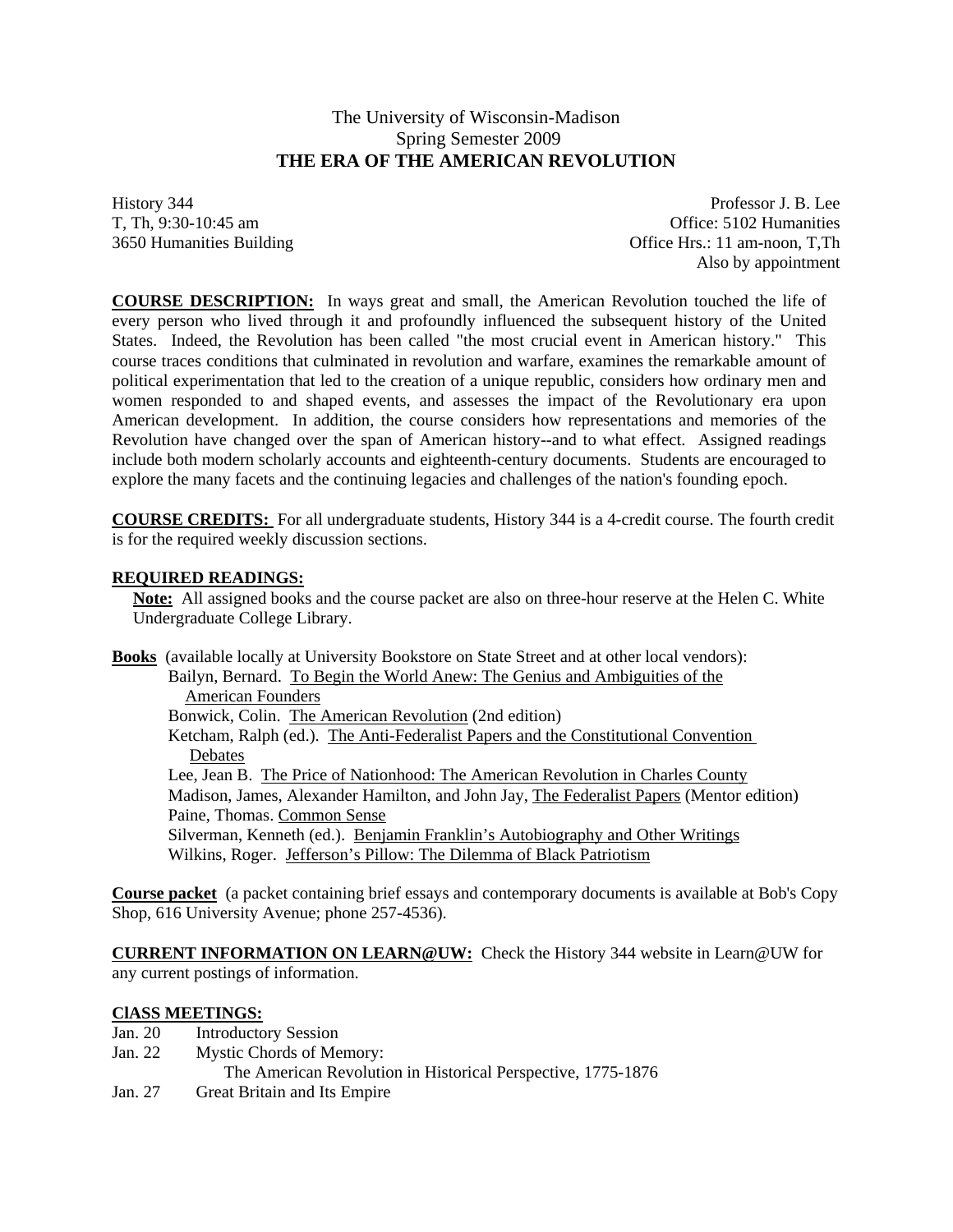# The University of Wisconsin-Madison
## Spring Semester 2009
## THE ERA OF THE AMERICAN REVOLUTION

History 344
T, Th, 9:30-10:45 am
3650 Humanities Building

Professor J. B. Lee
Office: 5102 Humanities
Office Hrs.: 11 am-noon, T,Th
Also by appointment

**COURSE DESCRIPTION:** In ways great and small, the American Revolution touched the life of every person who lived through it and profoundly influenced the subsequent history of the United States. Indeed, the Revolution has been called "the most crucial event in American history." This course traces conditions that culminated in revolution and warfare, examines the remarkable amount of political experimentation that led to the creation of a unique republic, considers how ordinary men and women responded to and shaped events, and assesses the impact of the Revolutionary era upon American development. In addition, the course considers how representations and memories of the Revolution have changed over the span of American history--and to what effect. Assigned readings include both modern scholarly accounts and eighteenth-century documents. Students are encouraged to explore the many facets and the continuing legacies and challenges of the nation's founding epoch.

**COURSE CREDITS:** For all undergraduate students, History 344 is a 4-credit course. The fourth credit is for the required weekly discussion sections.

**REQUIRED READINGS:**

**Note:** All assigned books and the course packet are also on three-hour reserve at the Helen C. White Undergraduate College Library.

**Books** (available locally at University Bookstore on State Street and at other local vendors):

- Bailyn, Bernard. To Begin the World Anew: The Genius and Ambiguities of the American Founders
- Bonwick, Colin. The American Revolution (2nd edition)
- Ketcham, Ralph (ed.). The Anti-Federalist Papers and the Constitutional Convention Debates
- Lee, Jean B. The Price of Nationhood: The American Revolution in Charles County
- Madison, James, Alexander Hamilton, and John Jay, The Federalist Papers (Mentor edition)
- Paine, Thomas. Common Sense
- Silverman, Kenneth (ed.). Benjamin Franklin's Autobiography and Other Writings
- Wilkins, Roger. Jefferson's Pillow: The Dilemma of Black Patriotism

**Course packet** (a packet containing brief essays and contemporary documents is available at Bob's Copy Shop, 616 University Avenue; phone 257-4536).

**CURRENT INFORMATION ON LEARN@UW:** Check the History 344 website in Learn@UW for any current postings of information.

**ClASS MEETINGS:**

Jan. 20 Introductory Session
Jan. 22 Mystic Chords of Memory:
The American Revolution in Historical Perspective, 1775-1876
Jan. 27 Great Britain and Its Empire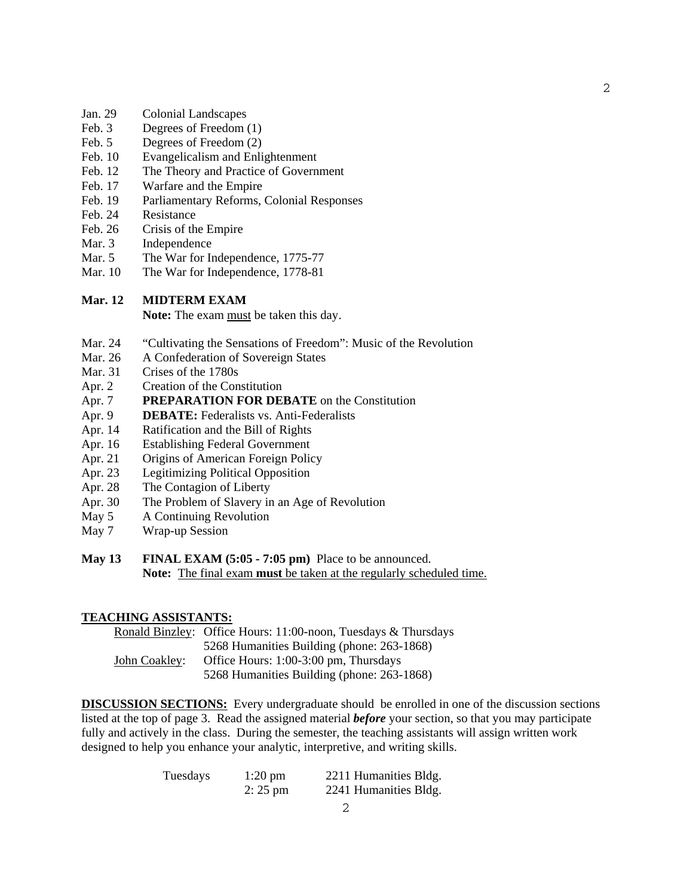Jan. 29 Colonial Landscapes
Feb. 3 Degrees of Freedom (1)
Feb. 5 Degrees of Freedom (2)
Feb. 10 Evangelicalism and Enlightenment
Feb. 12 The Theory and Practice of Government
Feb. 17 Warfare and the Empire
Feb. 19 Parliamentary Reforms, Colonial Responses
Feb. 24 Resistance
Feb. 26 Crisis of the Empire
Mar. 3 Independence
Mar. 5 The War for Independence, 1775-77
Mar. 10 The War for Independence, 1778-81

**Mar. 12 MIDTERM EXAM**
**Note:** The exam must be taken this day.

Mar. 24 "Cultivating the Sensations of Freedom": Music of the Revolution
Mar. 26 A Confederation of Sovereign States
Mar. 31 Crises of the 1780s
Apr. 2 Creation of the Constitution
Apr. 7 **PREPARATION FOR DEBATE** on the Constitution
Apr. 9 **DEBATE:** Federalists vs. Anti-Federalists
Apr. 14 Ratification and the Bill of Rights
Apr. 16 Establishing Federal Government
Apr. 21 Origins of American Foreign Policy
Apr. 23 Legitimizing Political Opposition
Apr. 28 The Contagion of Liberty
Apr. 30 The Problem of Slavery in an Age of Revolution
May 5 A Continuing Revolution
May 7 Wrap-up Session

**May 13 FINAL EXAM (5:05 - 7:05 pm)** Place to be announced.
**Note:** The final exam **must** be taken at the regularly scheduled time.

**TEACHING ASSISTANTS:**

Ronald Binzley: Office Hours: 11:00-noon, Tuesdays & Thursdays
5268 Humanities Building (phone: 263-1868)

John Coakley: Office Hours: 1:00-3:00 pm, Thursdays
5268 Humanities Building (phone: 263-1868)

**DISCUSSION SECTIONS:** Every undergraduate should be enrolled in one of the discussion sections listed at the top of page 3. Read the assigned material ***before*** your section, so that you may participate fully and actively in the class. During the semester, the teaching assistants will assign written work designed to help you enhance your analytic, interpretive, and writing skills.

| | | |
|---|---|---|
| Tuesdays | 1:20 pm | 2211 Humanities Bldg. |
| | 2: 25 pm | 2241 Humanities Bldg. |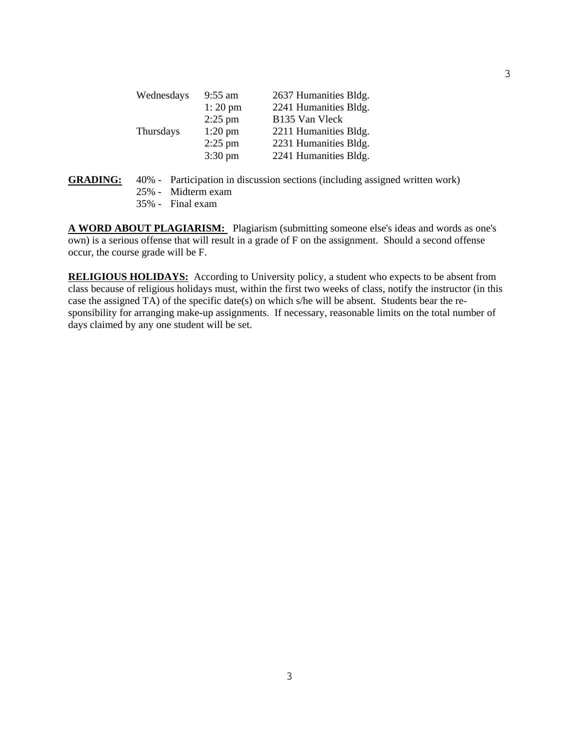| | | |
|---|---|---|
| Wednesdays | 9:55 am | 2637 Humanities Bldg. |
| | 1: 20 pm | 2241 Humanities Bldg. |
| | 2:25 pm | B135 Van Vleck |
| Thursdays | 1:20 pm | 2211 Humanities Bldg. |
| | 2:25 pm | 2231 Humanities Bldg. |
| | 3:30 pm | 2241 Humanities Bldg. |

**GRADING:** 40% - Participation in discussion sections (including assigned written work)
25% - Midterm exam
35% - Final exam

**A WORD ABOUT PLAGIARISM:** Plagiarism (submitting someone else's ideas and words as one's own) is a serious offense that will result in a grade of F on the assignment. Should a second offense occur, the course grade will be F.

**RELIGIOUS HOLIDAYS:** According to University policy, a student who expects to be absent from class because of religious holidays must, within the first two weeks of class, notify the instructor (in this case the assigned TA) of the specific date(s) on which s/he will be absent. Students bear the responsibility for arranging make-up assignments. If necessary, reasonable limits on the total number of days claimed by any one student will be set.